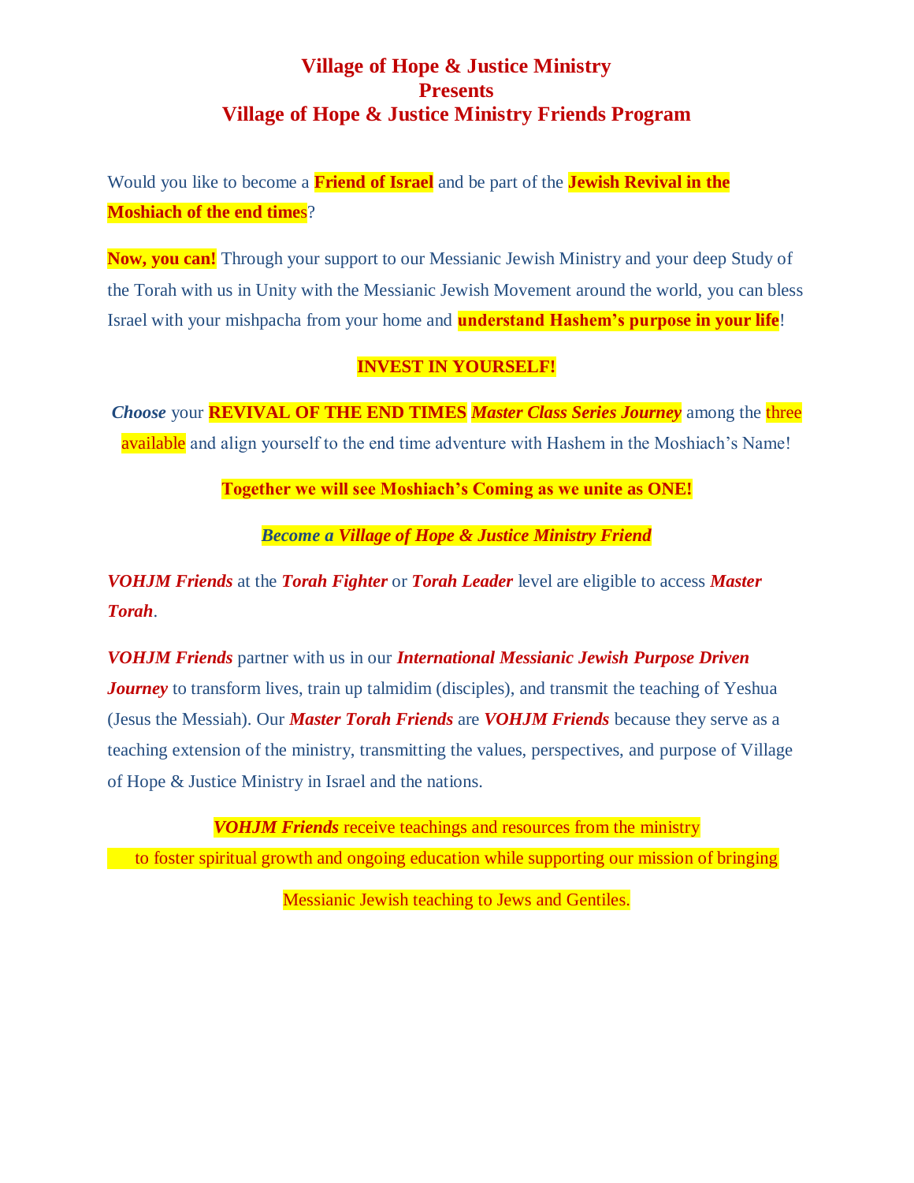# Village of Hope & Justice Ministry
# Presents
# Village of Hope & Justice Ministry Friends Program

Would you like to become a **Friend of Israel** and be part of the **Jewish Revival in the Moshiach of the end times**?

**Now, you can!** Through your support to our Messianic Jewish Ministry and your deep Study of the Torah with us in Unity with the Messianic Jewish Movement around the world, you can bless Israel with your mishpacha from your home and **understand Hashem's purpose in your life**!

**INVEST IN YOURSELF!**

***Choose*** your **REVIVAL OF THE END TIMES** ***Master Class Series Journey*** among the three available and align yourself to the end time adventure with Hashem in the Moshiach's Name!

**Together we will see Moshiach's Coming as we unite as ONE!**

***Become a Village of Hope & Justice Ministry Friend***

***VOHJM Friends*** at the ***Torah Fighter*** or ***Torah Leader*** level are eligible to access ***Master Torah***.

***VOHJM Friends*** partner with us in our ***International Messianic Jewish Purpose Driven Journey*** to transform lives, train up talmidim (disciples), and transmit the teaching of Yeshua (Jesus the Messiah). Our ***Master Torah Friends*** are ***VOHJM Friends*** because they serve as a teaching extension of the ministry, transmitting the values, perspectives, and purpose of Village of Hope & Justice Ministry in Israel and the nations.

***VOHJM Friends*** receive teachings and resources from the ministry to foster spiritual growth and ongoing education while supporting our mission of bringing Messianic Jewish teaching to Jews and Gentiles.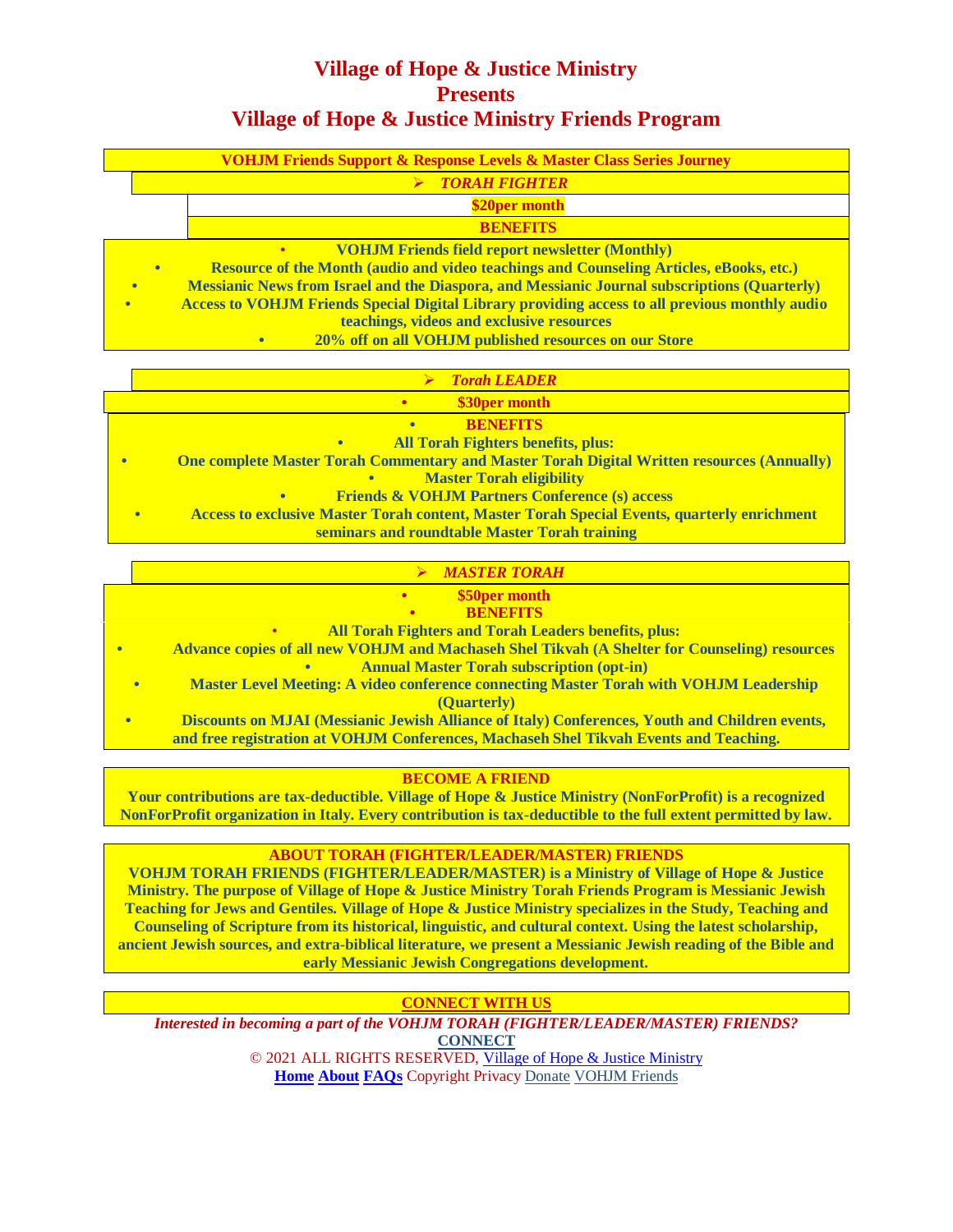# Village of Hope & Justice Ministry
# Presents
# Village of Hope & Justice Ministry Friends Program

## VOHJM Friends Support & Response Levels & Master Class Series Journey

### *TORAH FIGHTER*

**$20per month**

**BENEFITS**

- **VOHJM Friends field report newsletter (Monthly)**
- **Resource of the Month (audio and video teachings and Counseling Articles, eBooks, etc.)**
- **Messianic News from Israel and the Diaspora, and Messianic Journal subscriptions (Quarterly)**
- **Access to VOHJM Friends Special Digital Library providing access to all previous monthly audio teachings, videos and exclusive resources**
- **20% off on all VOHJM published resources on our Store**

### *Torah LEADER*

- **$30per month**
- **BENEFITS**
- **All Torah Fighters benefits, plus:**
- **One complete Master Torah Commentary and Master Torah Digital Written resources (Annually)**
- **Master Torah eligibility**
- **Friends & VOHJM Partners Conference (s) access**
- **Access to exclusive Master Torah content, Master Torah Special Events, quarterly enrichment seminars and roundtable Master Torah training**

### *MASTER TORAH*

- **$50per month**
- **BENEFITS**
- **All Torah Fighters and Torah Leaders benefits, plus:**
- **Advance copies of all new VOHJM and Machaseh Shel Tikvah (A Shelter for Counseling) resources**
- **Annual Master Torah subscription (opt-in)**
- **Master Level Meeting: A video conference connecting Master Torah with VOHJM Leadership (Quarterly)**
- **Discounts on MJAI (Messianic Jewish Alliance of Italy) Conferences, Youth and Children events, and free registration at VOHJM Conferences, Machaseh Shel Tikvah Events and Teaching.**

## BECOME A FRIEND

**Your contributions are tax-deductible. Village of Hope & Justice Ministry (NonForProfit) is a recognized NonForProfit organization in Italy. Every contribution is tax-deductible to the full extent permitted by law.**

## ABOUT TORAH (FIGHTER/LEADER/MASTER) FRIENDS

**VOHJM TORAH FRIENDS (FIGHTER/LEADER/MASTER) is a Ministry of Village of Hope & Justice Ministry. The purpose of Village of Hope & Justice Ministry Torah Friends Program is Messianic Jewish Teaching for Jews and Gentiles. Village of Hope & Justice Ministry specializes in the Study, Teaching and Counseling of Scripture from its historical, linguistic, and cultural context. Using the latest scholarship, ancient Jewish sources, and extra-biblical literature, we present a Messianic Jewish reading of the Bible and early Messianic Jewish Congregations development.**

## CONNECT WITH US

***Interested in becoming a part of the VOHJM TORAH (FIGHTER/LEADER/MASTER) FRIENDS?***

**CONNECT**

© 2021 ALL RIGHTS RESERVED, Village of Hope & Justice Ministry

**Home** **About** **FAQs** Copyright Privacy Donate VOHJM Friends